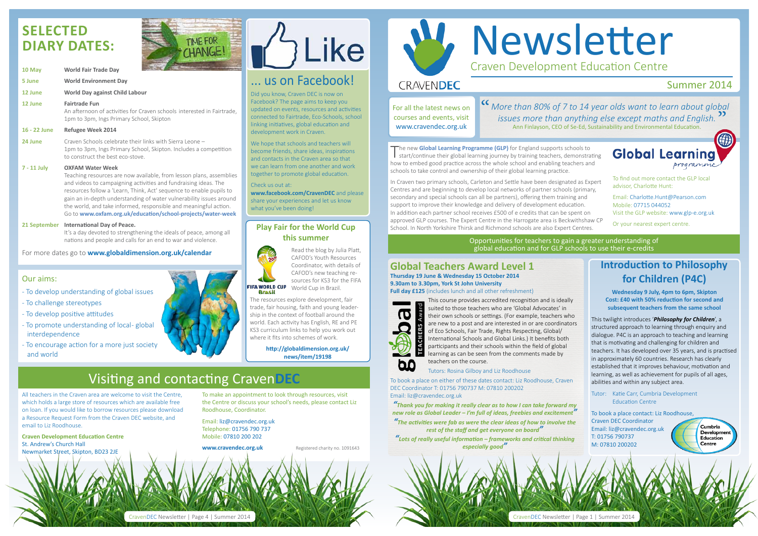# SELECTED DIARY DATES:

| | |
|---|---|
| **10 May** | **World Fair Trade Day** |
| **5 June** | **World Environment Day** |
| **12 June** | **World Day against Child Labour** |
| **12 June** | **Fairtrade Fun** An afternoon of activities for Craven schools interested in Fairtrade, 1pm to 3pm, Ings Primary School, Skipton |
| **16 - 22 June** | **Refugee Week 2014** |
| **24 June** | Craven Schools celebrate their links with Sierra Leone – 1pm to 3pm, Ings Primary School, Skipton. Includes a competition to construct the best eco-stove. |
| **7 - 11 July** | **OXFAM Water Week** Teaching resources are now available, from lesson plans, assemblies and videos to campaigning activities and fundraising ideas. The resources follow a 'Learn, Think, Act' sequence to enable pupils to gain an in-depth understanding of water vulnerability issues around the world, and take informed, responsible and meaningful action. Go to **www.oxfam.org.uk/education/school-projects/water-week** |
| **21 September** | **International Day of Peace.** It's a day devoted to strengthening the ideals of peace, among all nations and people and calls for an end to war and violence. |

For more dates go to **www.globaldimension.org.uk/calendar**

## Our aims:

- To develop understanding of global issues
- To challenge stereotypes
- To develop positive attitudes
- To promote understanding of local- global interdependence
- To encourage action for a more just society and world

# Like ... us on Facebook!

Did you know, Craven DEC is now on Facebook? The page aims to keep you updated on events, resources and activities connected to Fairtrade, Eco-Schools, school linking initiatives, global education and development work in Craven.

We hope that schools and teachers will become friends, share ideas, inspirations and contacts in the Craven area so that we can learn from one another and work together to promote global education.

Check us out at: **www.facebook.com/CravenDEC** and please share your experiences and let us know what you've been doing!

## Play Fair for the World Cup this summer

Read the blog by Julia Platt, CAFOD's Youth Resources Coordinator, with details of CAFOD's new teaching resources for KS3 for the FIFA World Cup in Brazil.

The resources explore development, fair trade, fair housing, faith and young leadership in the context of football around the world. Each activity has English, RE and PE KS3 curriculum links to help you work out where it fits into schemes of work.

**http://globaldimension.org.uk/news/item/19198**

# Visiting and contacting CravenDEC

All teachers in the Craven area are welcome to visit the Centre, which holds a large store of resources which are available free on loan. If you would like to borrow resources please download a Resource Request Form from the Craven DEC website, and email to Liz Roodhouse.

**Craven Development Education Centre**
St. Andrew's Church Hall
Newmarket Street, Skipton, BD23 2JE

To make an appointment to look through resources, visit the Centre or discuss your school's needs, please contact Liz Roodhouse, Coordinator.

Email: liz@cravendec.org.uk
Telephone: 01756 790 737
Mobile: 07810 200 202

**www.cravendec.org.uk**

Registered charity no. 1091643

# Newsletter

## Craven Development Education Centre

CRAVENDEC

Summer 2014

For all the latest news on courses and events, visit www.cravendec.org.uk

*"More than 80% of 7 to 14 year olds want to learn about global issues more than anything else except maths and English."*
Ann Finlayson, CEO of Se-Ed, Sustainability and Environmental Education.

The new **Global Learning Programme (GLP)** for England supports schools to start/continue their global learning journey by training teachers, demonstrating how to embed good practice across the whole school and enabling teachers and schools to take control and ownership of their global learning practice.

In Craven two primary schools, Carleton and Settle have been designated as Expert Centres and are beginning to develop local networks of partner schools (primary, secondary and special schools can all be partners), offering them training and support to improve their knowledge and delivery of development education. In addition each partner school receives £500 of e credits that can be spent on approved GLP courses. The Expert Centre in the Harrogate area is Beckwithshaw CP School. In North Yorkshire Thirsk and Richmond schools are also Expert Centres.

**Global Learning** programme

To find out more contact the GLP local advisor, Charlotte Hunt:

Email: Charlotte.Hunt@Pearson.com
Mobile: 07715 044052
Visit the GLP website: www.glp-e.org.uk

Or your nearest expert centre.

Opportunities for teachers to gain a greater understanding of global education and for GLP schools to use their e-credits

## Global Teachers Award Level 1

**Thursday 19 June & Wednesday 15 October 2014**
**9.30am to 3.30pm, York St John University**
**Full day £125** (includes lunch and all other refreshment)

This course provides accredited recognition and is ideally suited to those teachers who are 'Global Advocates' in their own schools or settings. (For example, teachers who are new to a post and are interested in or are coordinators of Eco Schools, Fair Trade, Rights Respecting, Global/International Schools and Global Links.) It benefits both participants and their schools within the field of global learning as can be seen from the comments made by teachers on the course.

Tutors: Rosina Gilboy and Liz Roodhouse

To book a place on either of these dates contact: Liz Roodhouse, Craven DEC Coordinator T: 01756 790737 M: 07810 200202
Email: liz@cravendec.org.uk

***"Thank you for making it really clear as to how I can take forward my new role as Global Leader – I'm full of ideas, freebies and excitement"***

***"The activities were fab as were the clear ideas of how to involve the rest of the staff and get everyone on board"***

***"Lots of really useful information – frameworks and critical thinking especially good"***

## Introduction to Philosophy for Children (P4C)

**Wednesday 9 July, 4pm to 6pm, Skipton**
**Cost: £40 with 50% reduction for second and subsequent teachers from the same school**

This twilight introduces '***Philosophy for Children***', a structured approach to learning through enquiry and dialogue. P4C is an approach to teaching and learning that is motivating and challenging for children and teachers. It has developed over 35 years, and is practised in approximately 60 countries. Research has clearly established that it improves behaviour, motivation and learning, as well as achievement for pupils of all ages, abilities and within any subject area.

Tutor: Katie Carr, Cumbria Development Education Centre

To book a place contact: Liz Roodhouse, Craven DEC Coordinator
Email: liz@cravendec.org.uk
T: 01756 790737
M: 07810 200202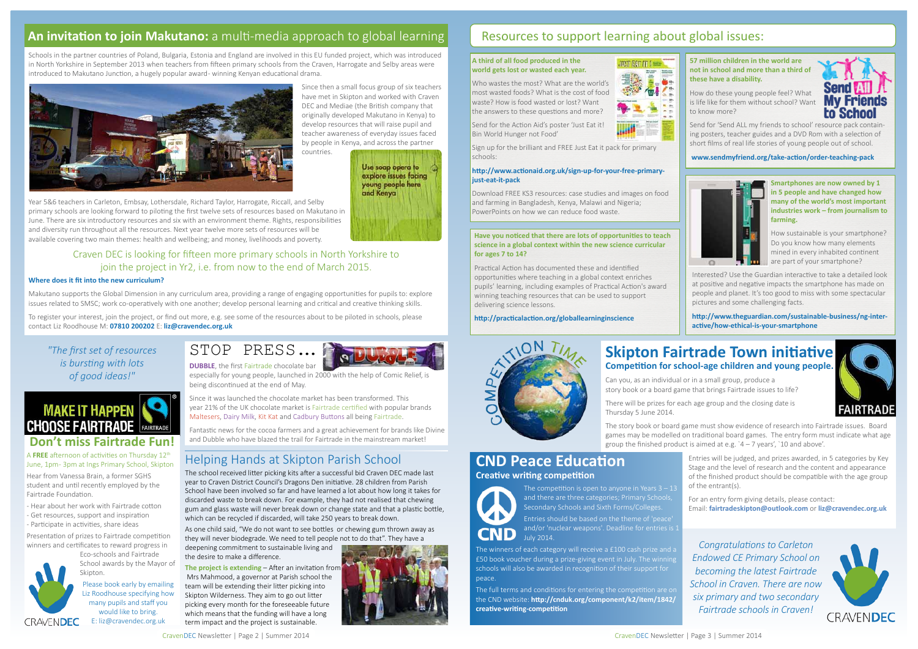## An invitation to join Makutano: a multi-media approach to global learning

Schools in the partner countries of Poland, Bulgaria, Estonia and England are involved in this EU funded project, which was introduced in North Yorkshire in September 2013 when teachers from fifteen primary schools from the Craven, Harrogate and Selby areas were introduced to Makutano Junction, a hugely popular award- winning Kenyan educational drama.

Since then a small focus group of six teachers have met in Skipton and worked with Craven DEC and Mediae (the British company that originally developed Makutano in Kenya) to develop resources that will raise pupil and teacher awareness of everyday issues faced by people in Kenya, and across the partner countries.

Use soap opera to explore issues facing young people here and Kenya

Year 5&6 teachers in Carleton, Embsay, Lothersdale, Richard Taylor, Harrogate, Riccall, and Selby primary schools are looking forward to piloting the first twelve sets of resources based on Makutano in June. There are six introductory resources and six with an environment theme. Rights, responsibilities and diversity run throughout all the resources. Next year twelve more sets of resources will be available covering two main themes: health and wellbeing; and money, livelihoods and poverty.

Craven DEC is looking for fifteen more primary schools in North Yorkshire to join the project in Yr2, i.e. from now to the end of March 2015.

**Where does it fit into the new curriculum?**

Makutano supports the Global Dimension in any curriculum area, providing a range of engaging opportunities for pupils to: explore issues related to SMSC; work co-operatively with one another; develop personal learning and critical and creative thinking skills.

To register your interest, join the project, or find out more, e.g. see some of the resources about to be piloted in schools, please contact Liz Roodhouse M: **07810 200202** E: **liz@cravendec.org.uk**

*"The first set of resources is bursting with lots of good ideas!"*

## MAKE IT HAPPEN CHOOSE FAIRTRADE

## Don't miss Fairtrade Fun!

A **FREE** afternoon of activities on Thursday 12th June, 1pm- 3pm at Ings Primary School, Skipton

Hear from Vanessa Brain, a former SGHS student and until recently employed by the Fairtrade Foundation.

- Hear about her work with Fairtrade cotton
- Get resources, support and inspiration
- Participate in activities, share ideas

Presentation of prizes to Fairtrade competition winners and certificates to reward progress in Eco-schools and Fairtrade School awards by the Mayor of Skipton.

Please book early by emailing Liz Roodhouse specifying how many pupils and staff you would like to bring. E: liz@cravendec.org.uk

## STOP PRESS...

**DUBBLE**, the first Fairtrade chocolate bar especially for young people, launched in 2000 with the help of Comic Relief, is being discontinued at the end of May.

Since it was launched the chocolate market has been transformed. This year 21% of the UK chocolate market is Fairtrade certified with popular brands Maltesers, Dairy Milk, Kit Kat and Cadbury Buttons all being Fairtrade.

Fantastic news for the cocoa farmers and a great achievement for brands like Divine and Dubble who have blazed the trail for Fairtrade in the mainstream market!

## Helping Hands at Skipton Parish School

The school received litter picking kits after a successful bid Craven DEC made last year to Craven District Council's Dragons Den initiative. 28 children from Parish School have been involved so far and have learned a lot about how long it takes for discarded waste to break down. For example, they had not realised that chewing gum and glass waste will never break down or change state and that a plastic bottle, which can be recycled if discarded, will take 250 years to break down.

As one child said, "We do not want to see bottles or chewing gum thrown away as they will never biodegrade. We need to tell people not to do that". They have a deepening commitment to sustainable living and the desire to make a difference.

**The project is extending** – After an invitation from Mrs Mahmood, a governor at Parish school the team will be extending their litter picking into Skipton Wilderness. They aim to go out litter picking every month for the foreseeable future which means that the funding will have a long term impact and the project is sustainable.

## Resources to support learning about global issues:

**A third of all food produced in the world gets lost or wasted each year.**

Who wastes the most? What are the world's most wasted foods? What is the cost of food waste? How is food wasted or lost? Want the answers to these questions and more?

Send for the Action Aid's poster 'Just Eat it! Bin World Hunger not Food'

Sign up for the brilliant and FREE Just Eat it pack for primary schools:

**http://www.actionaid.org.uk/sign-up-for-your-free-primary-just-eat-it-pack**

Download FREE KS3 resources: case studies and images on food and farming in Bangladesh, Kenya, Malawi and Nigeria; PowerPoints on how we can reduce food waste.

**57 million children in the world are not in school and more than a third of these have a disability.**

How do these young people feel? What is life like for them without school? Want to know more?

Send for 'Send ALL my friends to school' resource pack containing posters, teacher guides and a DVD Rom with a selection of short films of real life stories of young people out of school.

**www.sendmyfriend.org/take-action/order-teaching-pack**

**Have you noticed that there are lots of opportunities to teach science in a global context within the new science curricular for ages 7 to 14?**

Practical Action has documented these and identified opportunities where teaching in a global context enriches pupils' learning, including examples of Practical Action's award winning teaching resources that can be used to support delivering science lessons.

**http://practicalaction.org/globallearninginscience**

**Smartphones are now owned by 1 in 5 people and have changed how many of the world's most important industries work – from journalism to farming.**

How sustainable is your smartphone? Do you know how many elements mined in every inhabited continent are part of your smartphone?

Interested? Use the Guardian interactive to take a detailed look at positive and negative impacts the smartphone has made on people and planet. It's too good to miss with some spectacular pictures and some challenging facts.

**http://www.theguardian.com/sustainable-business/ng-interactive/how-ethical-is-your-smartphone**

COMPETITION TIME

## Skipton Fairtrade Town initiative

**Competition for school-age children and young people.**

Can you, as an individual or in a small group, produce a story book or a board game that brings Fairtrade issues to life?

There will be prizes for each age group and the closing date is Thursday 5 June 2014.

The story book or board game must show evidence of research into Fairtrade issues. Board games may be modelled on traditional board games. The entry form must indicate what age group the finished product is aimed at e.g. `4 – 7 years', `10 and above'.

Entries will be judged, and prizes awarded, in 5 categories by Key Stage and the level of research and the content and appearance of the finished product should be compatible with the age group of the entrant(s).

For an entry form giving details, please contact:
Email: **fairtradeskipton@outlook.com** or **liz@cravendec.org.uk**

## CND Peace Education

**Creative writing competition**

The competition is open to anyone in Years 3 – 13 and there are three categories; Primary Schools, Secondary Schools and Sixth Forms/Colleges.

Entries should be based on the theme of 'peace' and/or 'nuclear weapons'. Deadline for entries is 1 July 2014.

The winners of each category will receive a £100 cash prize and a £50 book voucher during a prize-giving event in July. The winning schools will also be awarded in recognition of their support for peace.

The full terms and conditions for entering the competition are on the CND website: **http://cnduk.org/component/k2/item/1842/creative-writing-competition**

*Congratulations to Carleton Endowed CE Primary School on becoming the latest Fairtrade School in Craven. There are now six primary and two secondary Fairtrade schools in Craven!*